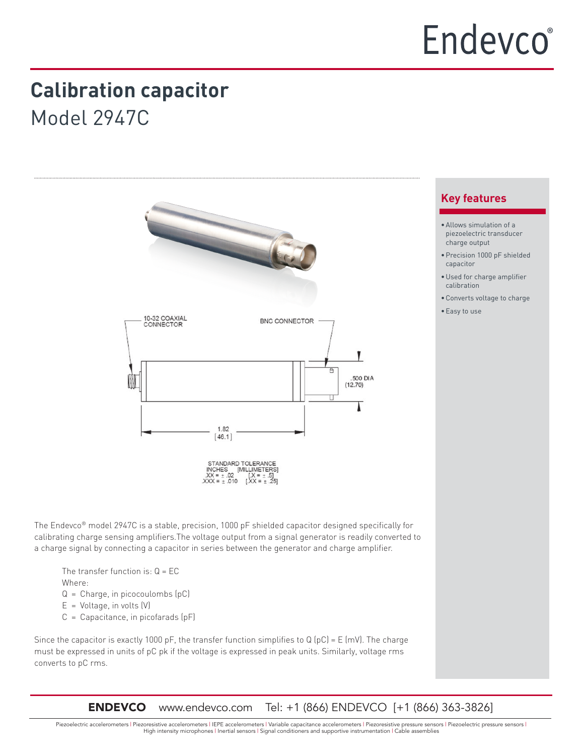Endevco®

# Calibration capacitor

## Model 2947C

10-32 COAXIAL CONNECTOR

BNC CONNECTOR

.500 DIA (12.70)

1.82 [46.1]

STANDARD TOLERANCE
INCHES [MILLIMETERS]
.XX = ± .02 [.X = ± .5]
.XXX = ± .010 [.XX = ± .25]

The Endevco® model 2947C is a stable, precision, 1000 pF shielded capacitor designed specifically for calibrating charge sensing amplifiers.The voltage output from a signal generator is readily converted to a charge signal by connecting a capacitor in series between the generator and charge amplifier.

The transfer function is: $Q = EC$

Where:

$Q$ = Charge, in picocoulombs (pC)

$E$ = Voltage, in volts (V)

$C$ = Capacitance, in picofarads (pF)

Since the capacitor is exactly 1000 pF, the transfer function simplifies to Q (pC) = E (mV). The charge must be expressed in units of pC pk if the voltage is expressed in peak units. Similarly, voltage rms converts to pC rms.

### Key features

- Allows simulation of a piezoelectric transducer charge output
- Precision 1000 pF shielded capacitor
- Used for charge amplifier calibration
- Converts voltage to charge
- Easy to use

**ENDEVCO** www.endevco.com Tel: +1 (866) ENDEVCO [+1 (866) 363-3826]

Piezoelectric accelerometers | Piezoresistive accelerometers | IEPE accelerometers | Variable capacitance accelerometers | Piezoresistive pressure sensors | Piezoelectric pressure sensors | High intensity microphones | Inertial sensors | Signal conditioners and supportive instrumentation | Cable assemblies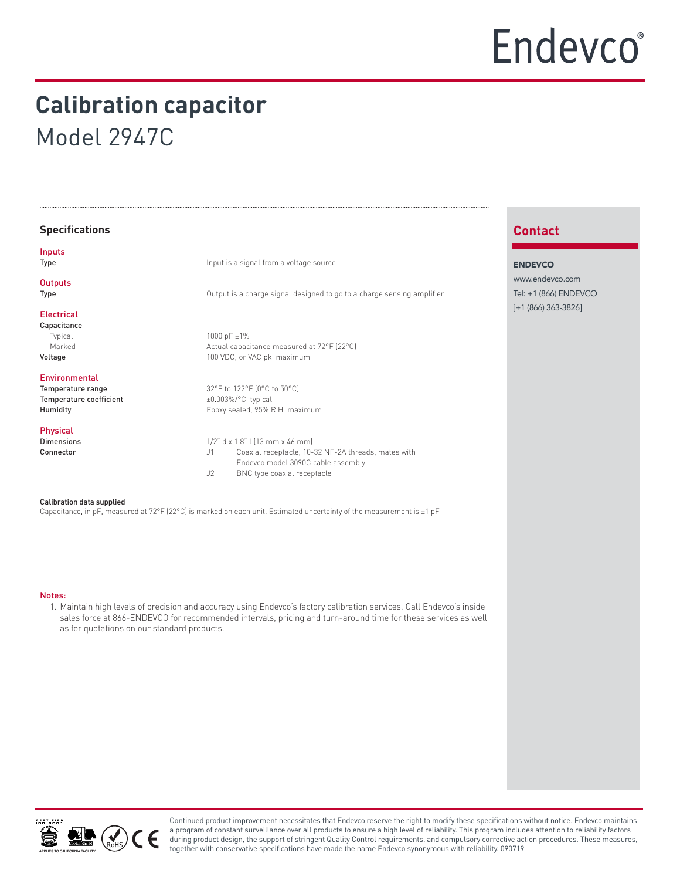Endevco®

# Calibration capacitor

## Model 2947C

### Specifications

**Inputs**

| | |
|---|---|
| Type | Input is a signal from a voltage source |

**Outputs**

| | |
|---|---|
| Type | Output is a charge signal designed to go to a charge sensing amplifier |

**Electrical**

| | |
|---|---|
| Capacitance | |
| Typical | 1000 pF ±1% |
| Marked | Actual capacitance measured at 72°F (22°C) |
| Voltage | 100 VDC, or VAC pk, maximum |

**Environmental**

| | |
|---|---|
| Temperature range | 32°F to 122°F (0°C to 50°C) |
| Temperature coefficient | ±0.003%/°C, typical |
| Humidity | Epoxy sealed, 95% R.H. maximum |

**Physical**

| | |
|---|---|
| Dimensions | 1/2" d x 1.8" l (13 mm x 46 mm) |
| Connector | J1 Coaxial receptacle, 10-32 NF-2A threads, mates with Endevco model 3090C cable assembly |
| | J2 BNC type coaxial receptacle |

**Calibration data supplied**

Capacitance, in pF, measured at 72°F (22°C) is marked on each unit. Estimated uncertainty of the measurement is ±1 pF

**Notes:**

1. Maintain high levels of precision and accuracy using Endevco's factory calibration services. Call Endevco's inside sales force at 866-ENDEVCO for recommended intervals, pricing and turn-around time for these services as well as for quotations on our standard products.

### Contact

**ENDEVCO**

www.endevco.com

Tel: +1 (866) ENDEVCO

[+1 (866) 363-3826]

APPLIES TO CALIFORNIA FACILITY

Continued product improvement necessitates that Endevco reserve the right to modify these specifications without notice. Endevco maintains a program of constant surveillance over all products to ensure a high level of reliability. This program includes attention to reliability factors during product design, the support of stringent Quality Control requirements, and compulsory corrective action procedures. These measures, together with conservative specifications have made the name Endevco synonymous with reliability. 090719